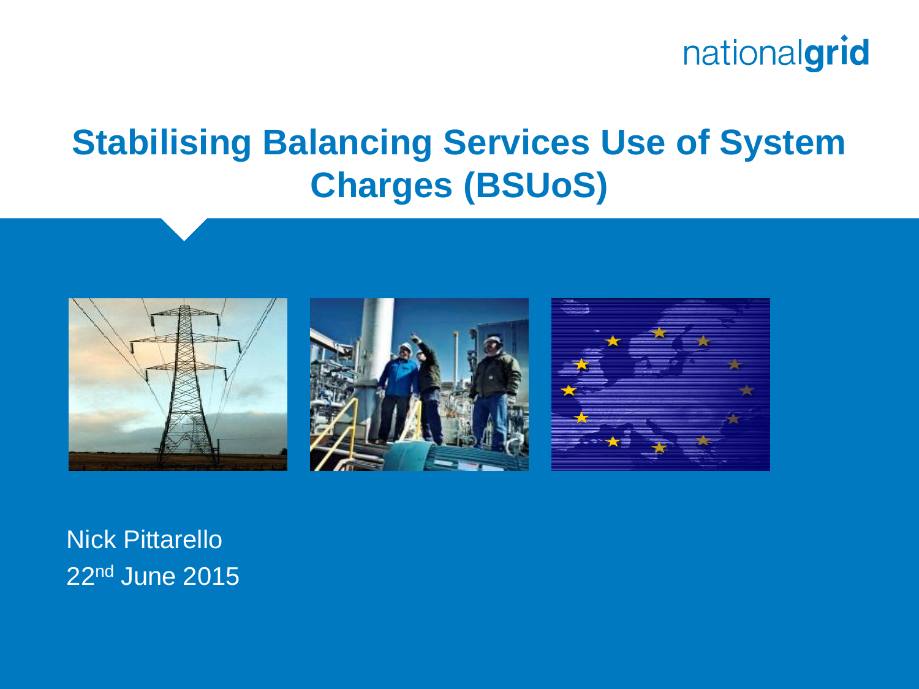nationalgrid

# Stabilising Balancing Services Use of System Charges (BSUoS)

Nick Pittarello

22nd June 2015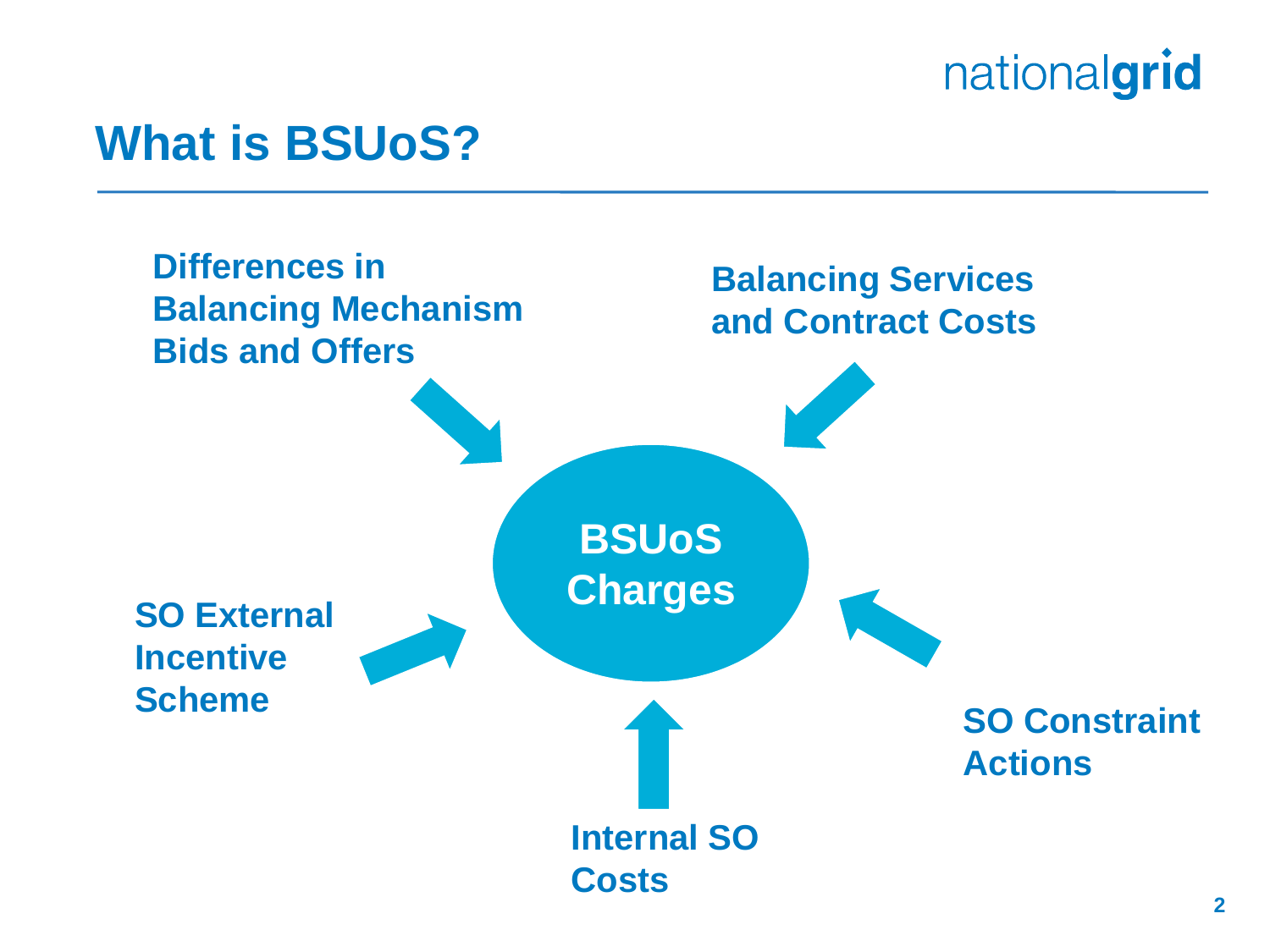# What is BSUoS?

**BSUoS Charges**

- **Differences in Balancing Mechanism Bids and Offers**
- **Balancing Services and Contract Costs**
- **SO External Incentive Scheme**
- **SO Constraint Actions**
- **Internal SO Costs**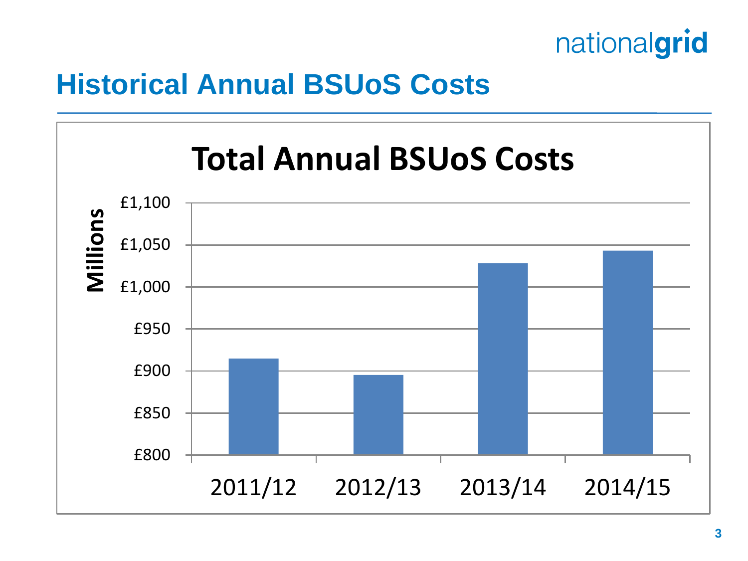# Historical Annual BSUoS Costs

**Total Annual BSUoS Costs**

Millions

£1,100
£1,050
£1,000
£950
£900
£850
£800

2011/12 2012/13 2013/14 2014/15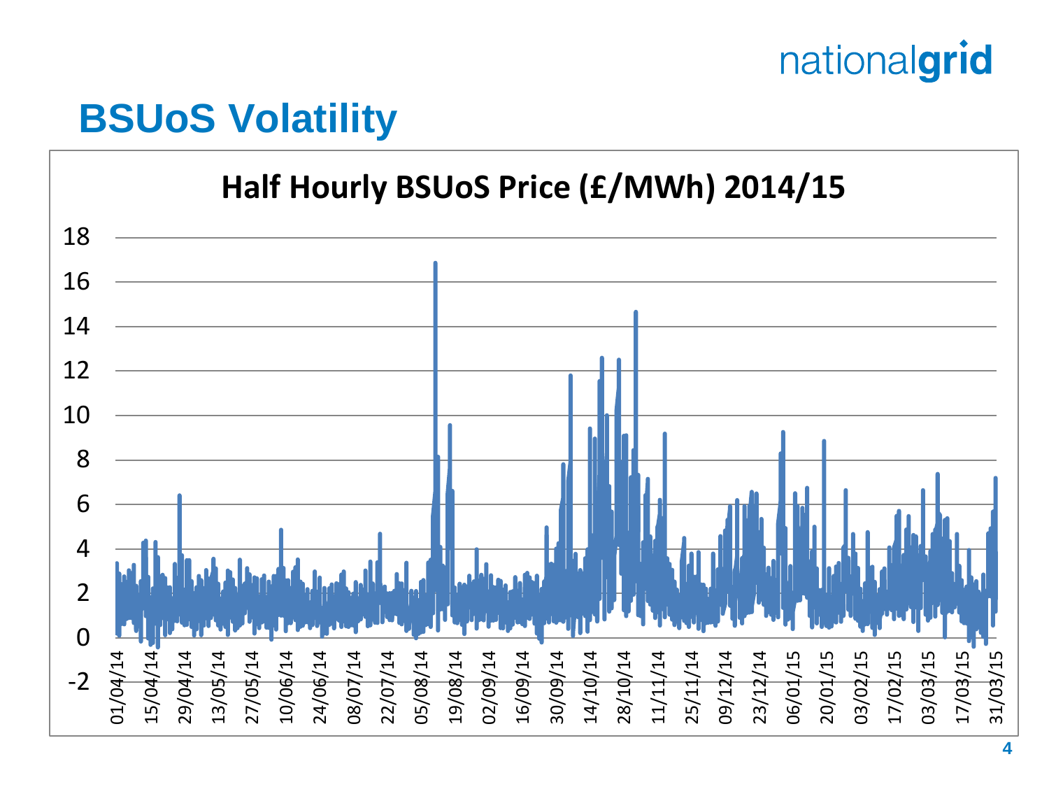# BSUoS Volatility

**Half Hourly BSUoS Price (£/MWh) 2014/15**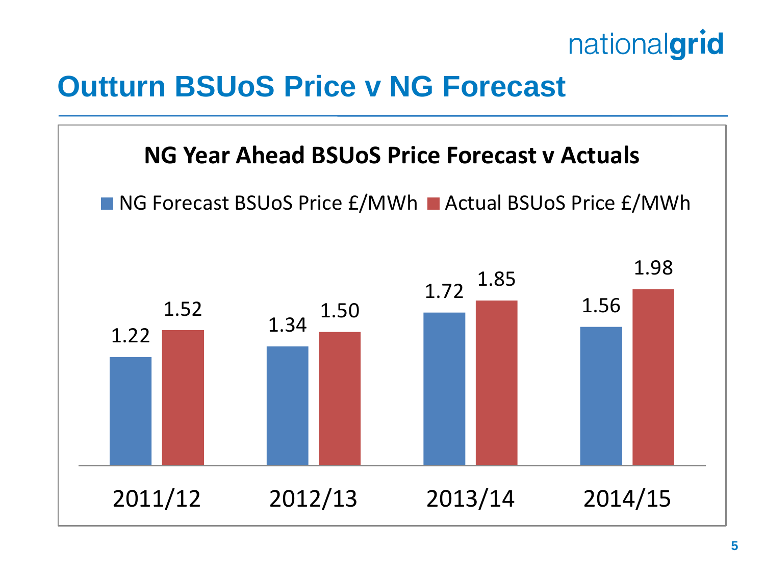# Outturn BSUoS Price v NG Forecast

## NG Year Ahead BSUoS Price Forecast v Actuals

| | NG Forecast BSUoS Price £/MWh | Actual BSUoS Price £/MWh |
|---|---|---|
| 2011/12 | 1.22 | 1.52 |
| 2012/13 | 1.34 | 1.50 |
| 2013/14 | 1.72 | 1.85 |
| 2014/15 | 1.56 | 1.98 |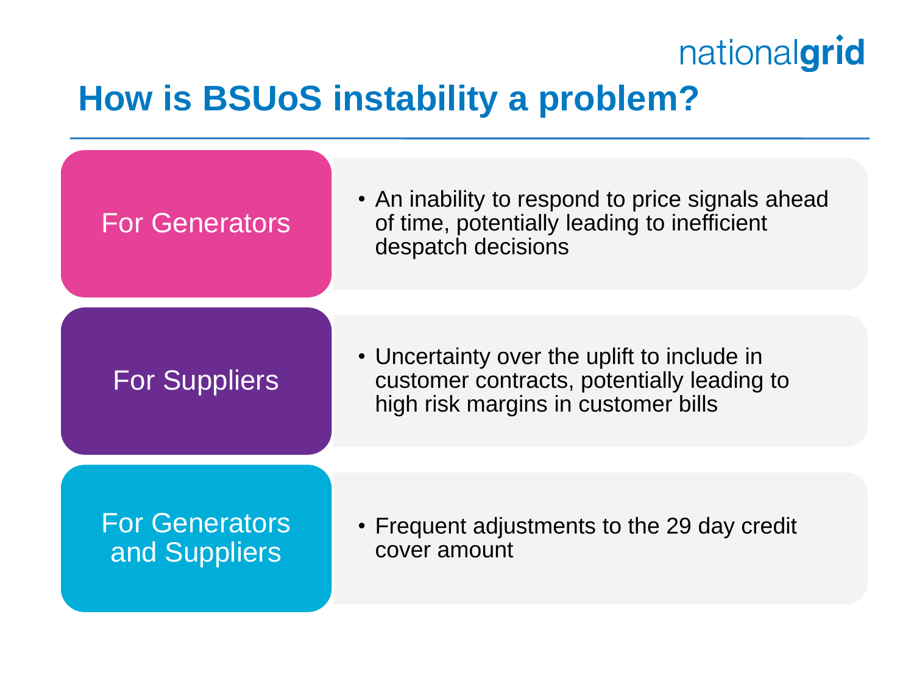# How is BSUoS instability a problem?

## For Generators

- An inability to respond to price signals ahead of time, potentially leading to inefficient despatch decisions

## For Suppliers

- Uncertainty over the uplift to include in customer contracts, potentially leading to high risk margins in customer bills

## For Generators and Suppliers

- Frequent adjustments to the 29 day credit cover amount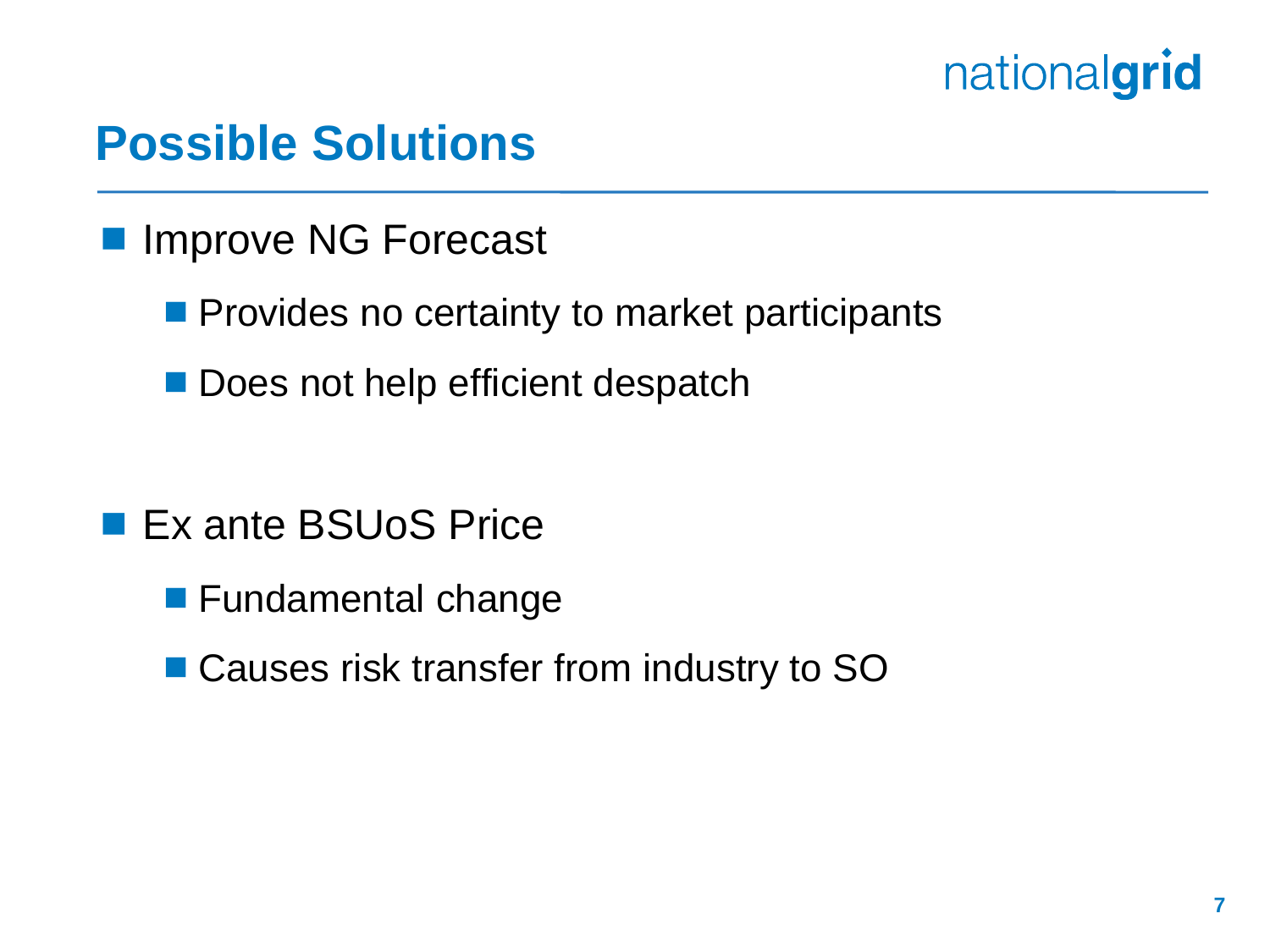## Possible Solutions

- Improve NG Forecast
  - Provides no certainty to market participants
  - Does not help efficient despatch

- Ex ante BSUoS Price
  - Fundamental change
  - Causes risk transfer from industry to SO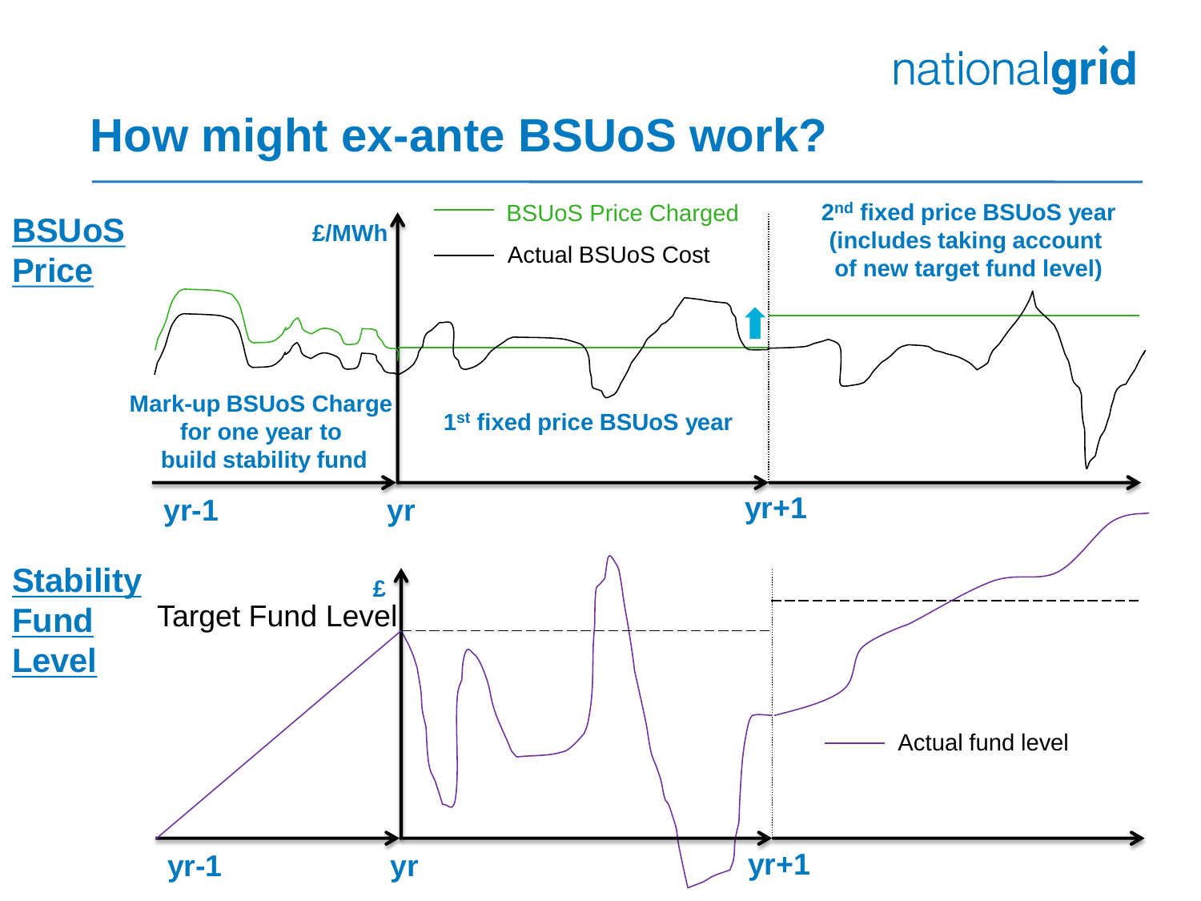# How might ex-ante BSUoS work?

**BSUoS Price**

£/MWh

BSUoS Price Charged

Actual BSUoS Cost

**Mark-up BSUoS Charge for one year to build stability fund**

**1st fixed price BSUoS year**

**2nd fixed price BSUoS year (includes taking account of new target fund level)**

yr-1 | yr | yr+1

**Stability Fund Level**

£

Target Fund Level

Actual fund level

yr-1 | yr | yr+1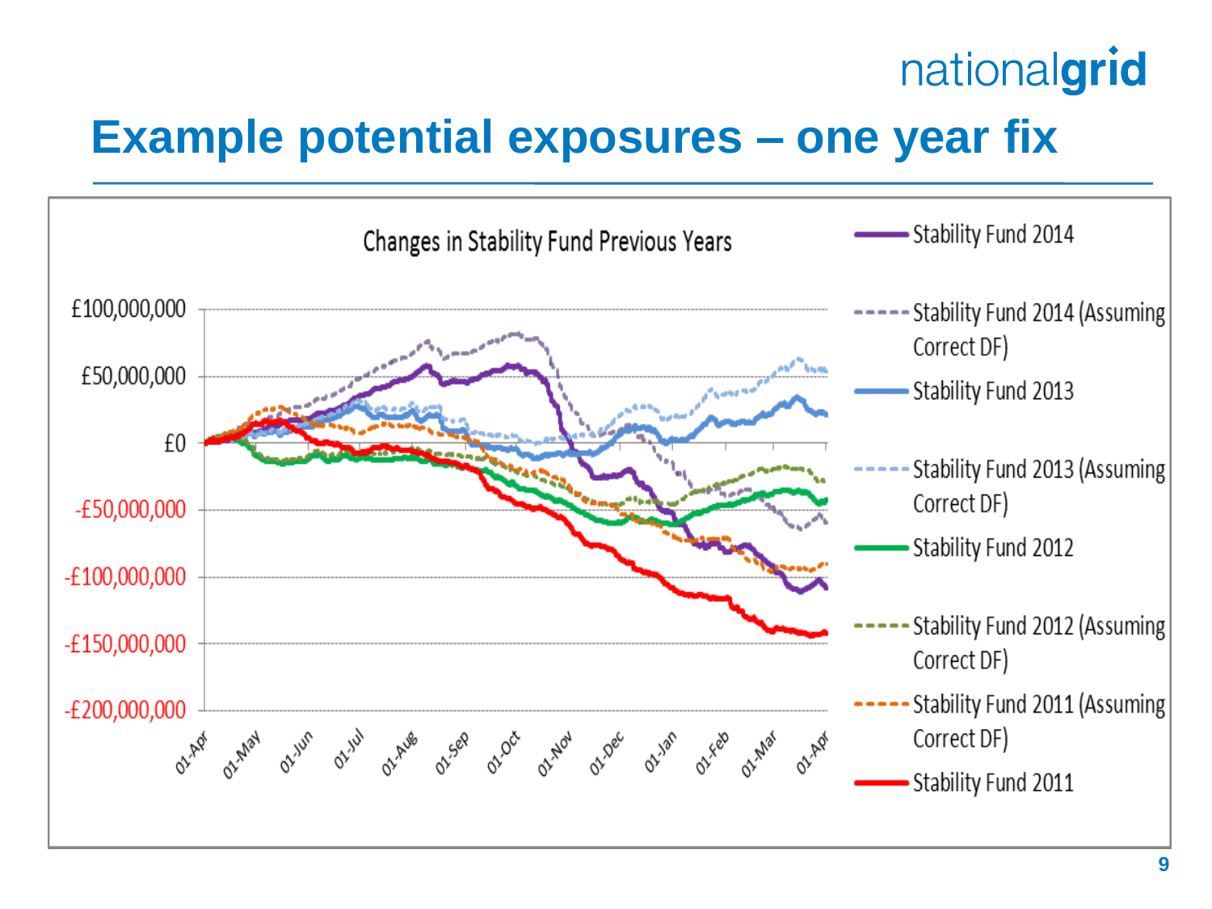# Example potential exposures – one year fix

Changes in Stability Fund Previous Years

- Stability Fund 2014
- Stability Fund 2014 (Assuming Correct DF)
- Stability Fund 2013
- Stability Fund 2013 (Assuming Correct DF)
- Stability Fund 2012
- Stability Fund 2012 (Assuming Correct DF)
- Stability Fund 2011 (Assuming Correct DF)
- Stability Fund 2011

£100,000,000
£50,000,000
£0
-£50,000,000
-£100,000,000
-£150,000,000
-£200,000,000

01-Apr 01-May 01-Jun 01-Jul 01-Aug 01-Sep 01-Oct 01-Nov 01-Dec 01-Jan 01-Feb 01-Mar 01-Apr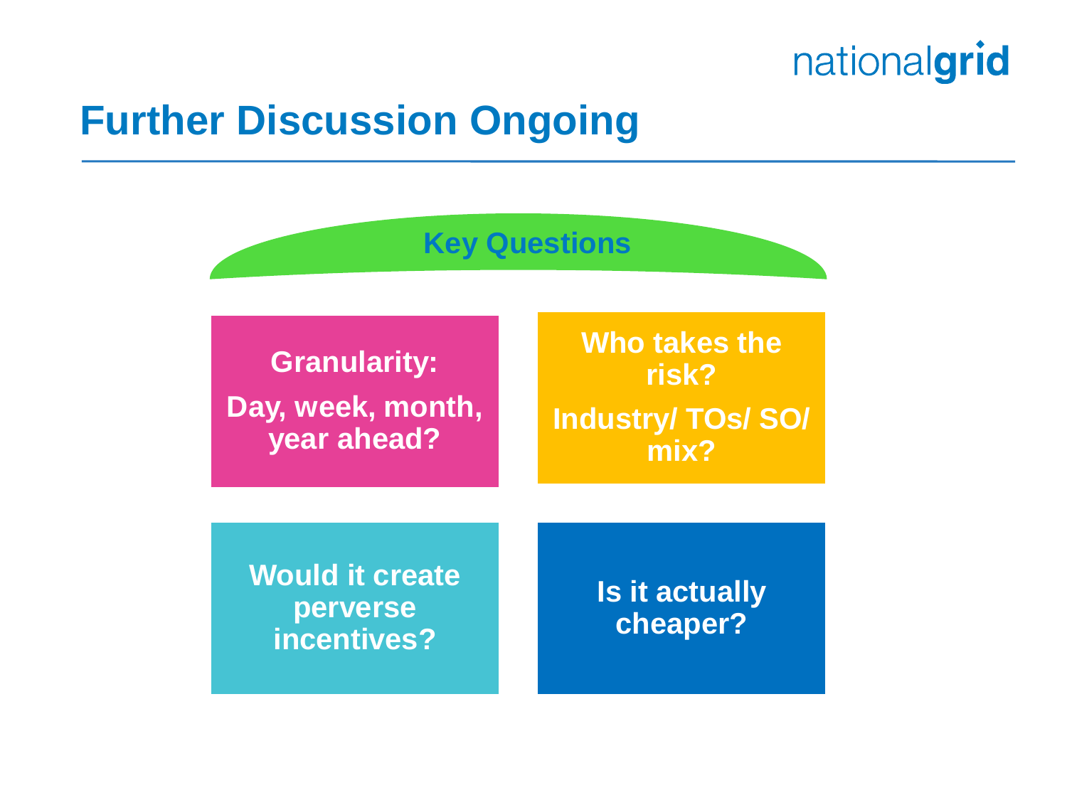# Further Discussion Ongoing

## Key Questions

**Granularity:**

**Day, week, month, year ahead?**

**Who takes the risk?**

**Industry/ TOs/ SO/ mix?**

**Would it create perverse incentives?**

**Is it actually cheaper?**